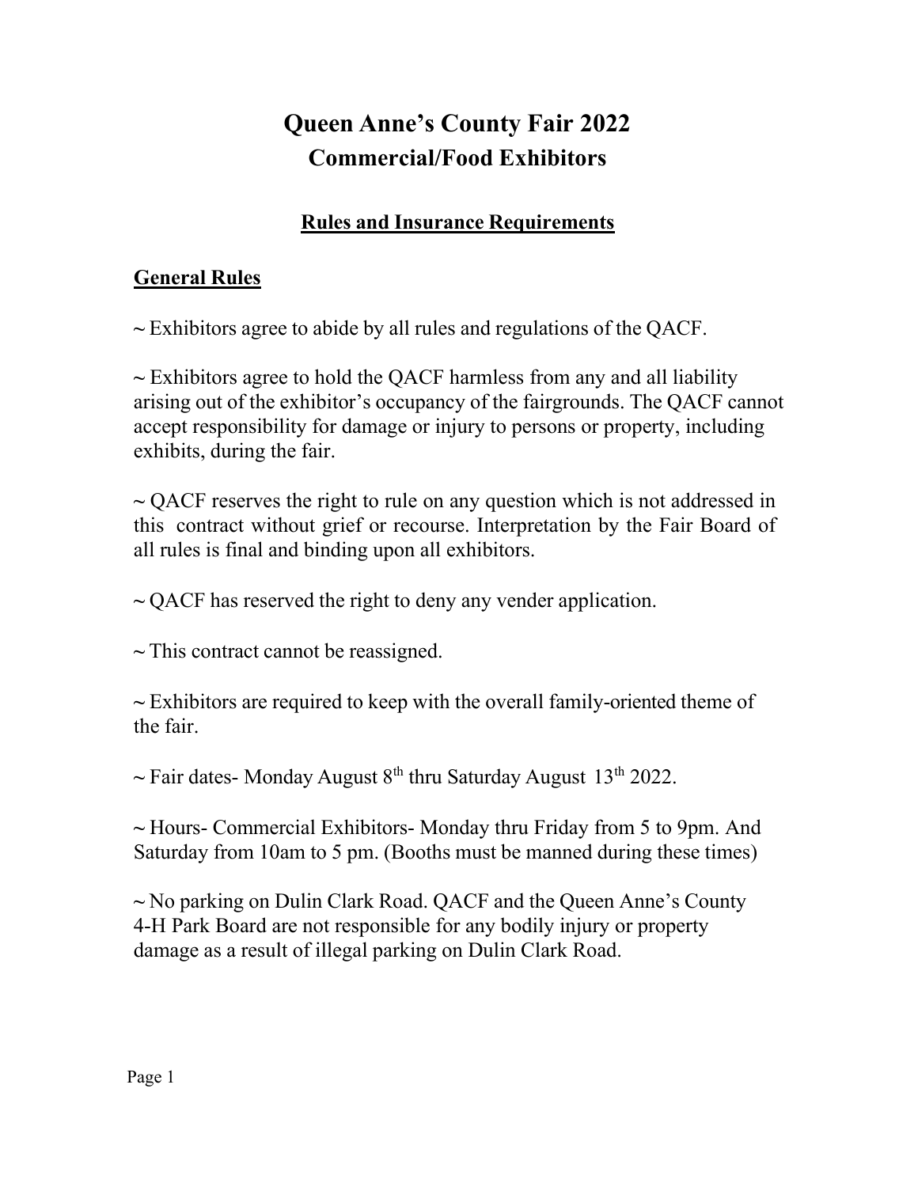# Queen Anne's County Fair 2022
## Commercial/Food Exhibitors

### Rules and Insurance Requirements

### General Rules

~ Exhibitors agree to abide by all rules and regulations of the QACF.

~ Exhibitors agree to hold the QACF harmless from any and all liability arising out of the exhibitor's occupancy of the fairgrounds. The QACF cannot accept responsibility for damage or injury to persons or property, including exhibits, during the fair.

~ QACF reserves the right to rule on any question which is not addressed in this contract without grief or recourse. Interpretation by the Fair Board of all rules is final and binding upon all exhibitors.

~ QACF has reserved the right to deny any vender application.

~ This contract cannot be reassigned.

~ Exhibitors are required to keep with the overall family-oriented theme of the fair.

~ Fair dates- Monday August 8th thru Saturday August 13th 2022.

~ Hours- Commercial Exhibitors- Monday thru Friday from 5 to 9pm. And Saturday from 10am to 5 pm. (Booths must be manned during these times)

~ No parking on Dulin Clark Road. QACF and the Queen Anne's County 4-H Park Board are not responsible for any bodily injury or property damage as a result of illegal parking on Dulin Clark Road.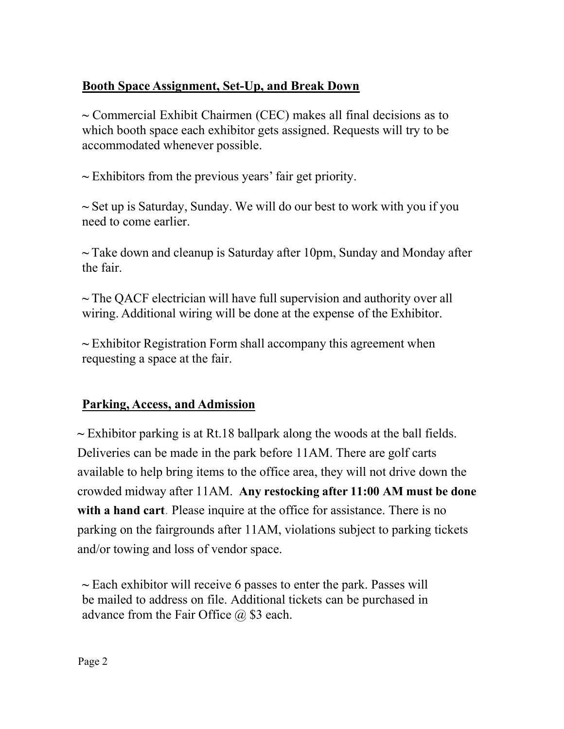## Booth Space Assignment, Set-Up, and Break Down

~ Commercial Exhibit Chairmen (CEC) makes all final decisions as to which booth space each exhibitor gets assigned. Requests will try to be accommodated whenever possible.

~ Exhibitors from the previous years' fair get priority.

~ Set up is Saturday, Sunday. We will do our best to work with you if you need to come earlier.

~ Take down and cleanup is Saturday after 10pm, Sunday and Monday after the fair.

~ The QACF electrician will have full supervision and authority over all wiring. Additional wiring will be done at the expense of the Exhibitor.

~ Exhibitor Registration Form shall accompany this agreement when requesting a space at the fair.

## Parking, Access, and Admission

~ Exhibitor parking is at Rt.18 ballpark along the woods at the ball fields. Deliveries can be made in the park before 11AM. There are golf carts available to help bring items to the office area, they will not drive down the crowded midway after 11AM. **Any restocking after 11:00 AM must be done with a hand cart**. Please inquire at the office for assistance. There is no parking on the fairgrounds after 11AM, violations subject to parking tickets and/or towing and loss of vendor space.

~ Each exhibitor will receive 6 passes to enter the park. Passes will be mailed to address on file. Additional tickets can be purchased in advance from the Fair Office @ $3 each.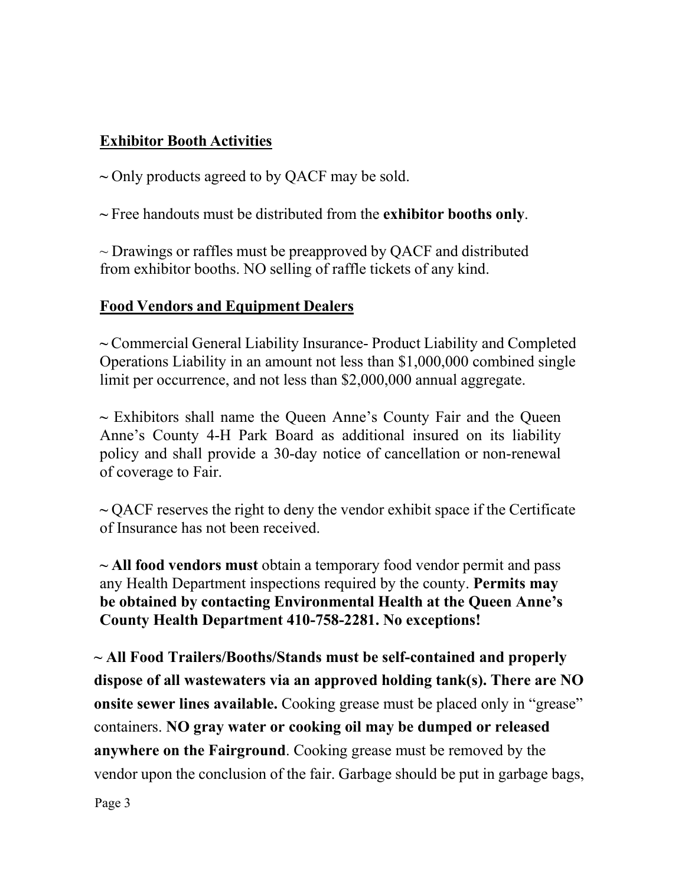**Exhibitor Booth Activities**

~ Only products agreed to by QACF may be sold.

~ Free handouts must be distributed from the **exhibitor booths only**.

~ Drawings or raffles must be preapproved by QACF and distributed from exhibitor booths. NO selling of raffle tickets of any kind.

**Food Vendors and Equipment Dealers**

~ Commercial General Liability Insurance- Product Liability and Completed Operations Liability in an amount not less than $1,000,000 combined single limit per occurrence, and not less than $2,000,000 annual aggregate.

~ Exhibitors shall name the Queen Anne's County Fair and the Queen Anne's County 4-H Park Board as additional insured on its liability policy and shall provide a 30-day notice of cancellation or non-renewal of coverage to Fair.

~ QACF reserves the right to deny the vendor exhibit space if the Certificate of Insurance has not been received.

~ **All food vendors must** obtain a temporary food vendor permit and pass any Health Department inspections required by the county. **Permits may be obtained by contacting Environmental Health at the Queen Anne's County Health Department 410-758-2281. No exceptions!**

~ **All Food Trailers/Booths/Stands must be self-contained and properly dispose of all wastewaters via an approved holding tank(s). There are NO onsite sewer lines available.** Cooking grease must be placed only in "grease" containers. **NO gray water or cooking oil may be dumped or released anywhere on the Fairground**. Cooking grease must be removed by the vendor upon the conclusion of the fair. Garbage should be put in garbage bags,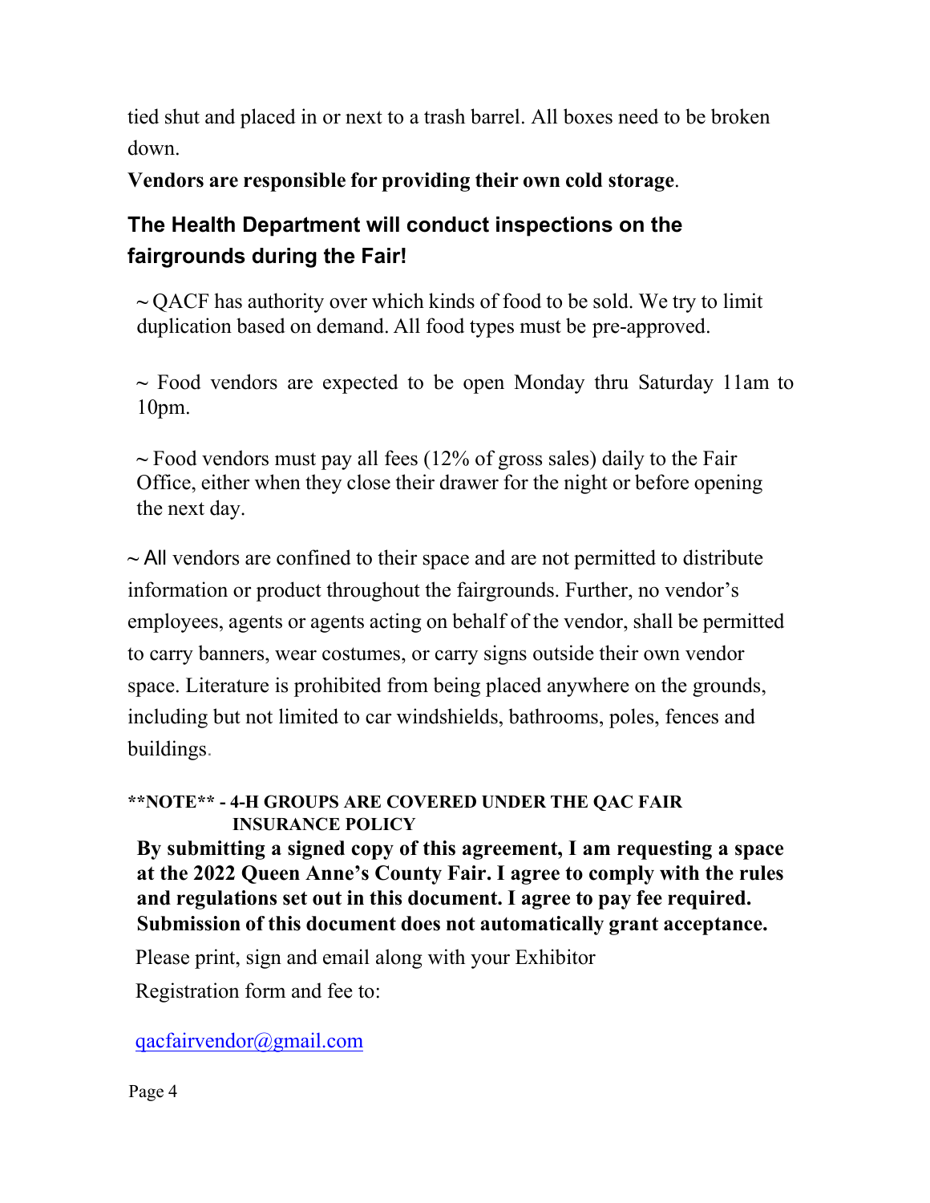tied shut and placed in or next to a trash barrel. All boxes need to be broken down.

**Vendors are responsible for providing their own cold storage**.

## The Health Department will conduct inspections on the fairgrounds during the Fair!

~ QACF has authority over which kinds of food to be sold. We try to limit duplication based on demand. All food types must be pre-approved.

~ Food vendors are expected to be open Monday thru Saturday 11am to 10pm.

~ Food vendors must pay all fees (12% of gross sales) daily to the Fair Office, either when they close their drawer for the night or before opening the next day.

~ All vendors are confined to their space and are not permitted to distribute information or product throughout the fairgrounds. Further, no vendor's employees, agents or agents acting on behalf of the vendor, shall be permitted to carry banners, wear costumes, or carry signs outside their own vendor space. Literature is prohibited from being placed anywhere on the grounds, including but not limited to car windshields, bathrooms, poles, fences and buildings.

**\*\*NOTE\*\* - 4-H GROUPS ARE COVERED UNDER THE QAC FAIR INSURANCE POLICY**

**By submitting a signed copy of this agreement, I am requesting a space at the 2022 Queen Anne's County Fair. I agree to comply with the rules and regulations set out in this document. I agree to pay fee required. Submission of this document does not automatically grant acceptance.**

Please print, sign and email along with your Exhibitor Registration form and fee to:

qacfairvendor@gmail.com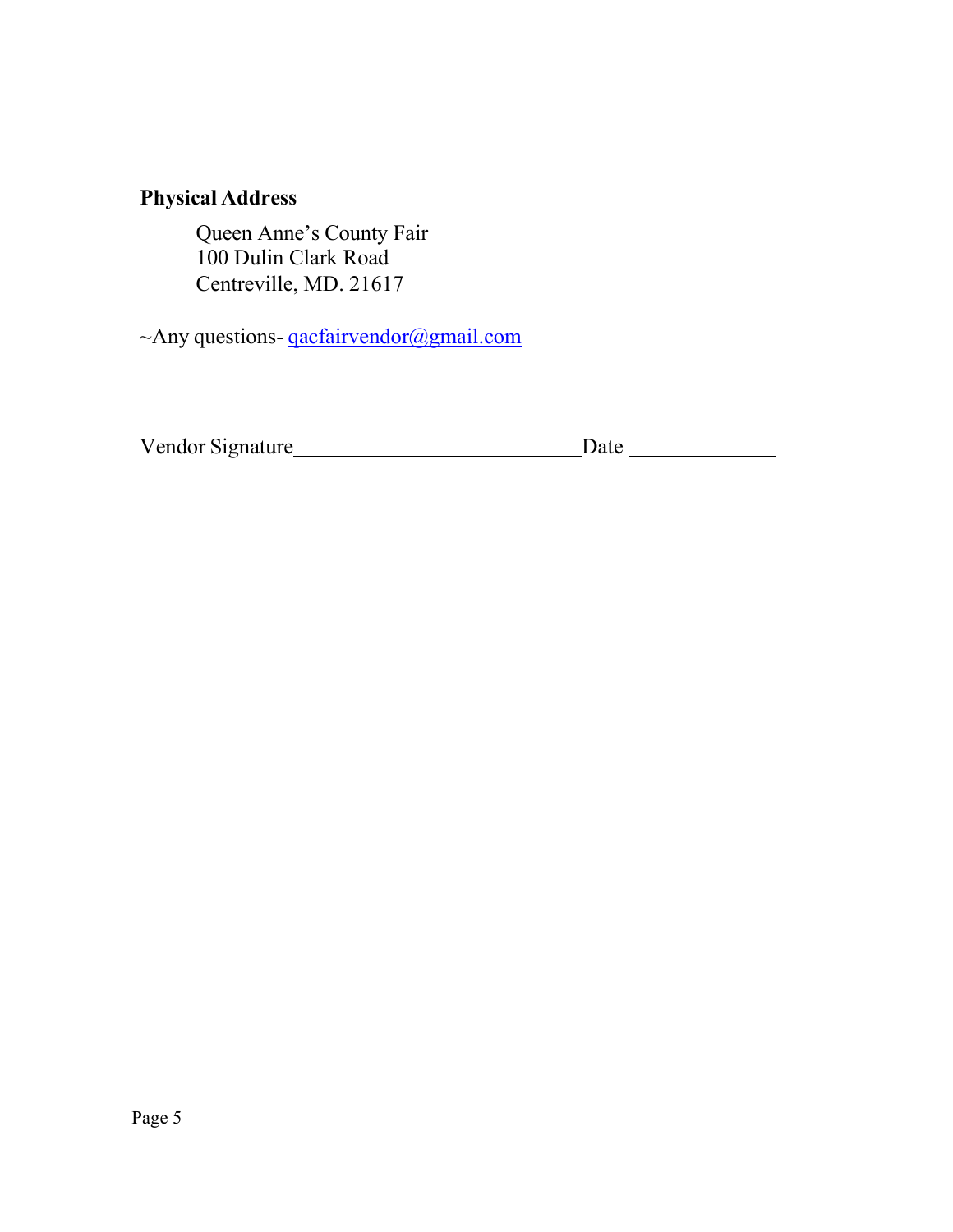**Physical Address**

Queen Anne's County Fair
100 Dulin Clark Road
Centreville, MD. 21617

~Any questions- qacfairvendor@gmail.com

Vendor Signature\_\_\_\_\_\_\_\_\_\_\_\_\_\_\_\_\_\_\_\_\_\_\_\_\_\_\_\_\_Date \_\_\_\_\_\_\_\_\_\_\_\_\_\_